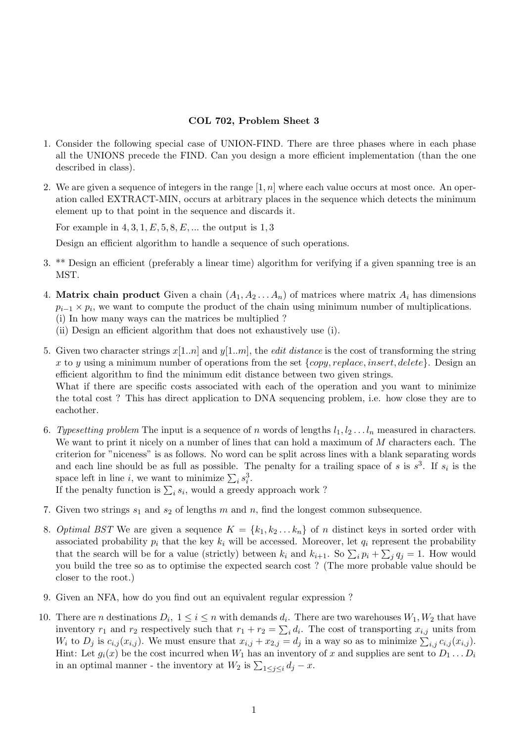# COL 702, Problem Sheet 3

1. Consider the following special case of UNION-FIND. There are three phases where in each phase all the UNIONS precede the FIND. Can you design a more efficient implementation (than the one described in class).

2. We are given a sequence of integers in the range $[1, n]$ where each value occurs at most once. An operation called EXTRACT-MIN, occurs at arbitrary places in the sequence which detects the minimum element up to that point in the sequence and discards it.

   For example in $4, 3, 1, E, 5, 8, E, ...$ the output is $1, 3$

   Design an efficient algorithm to handle a sequence of such operations.

3. ** Design an efficient (preferably a linear time) algorithm for verifying if a given spanning tree is an MST.

4. **Matrix chain product** Given a chain $(A_1, A_2 \ldots A_n)$ of matrices where matrix $A_i$ has dimensions $p_{i-1} \times p_i$, we want to compute the product of the chain using minimum number of multiplications.
   (i) In how many ways can the matrices be multiplied ?
   (ii) Design an efficient algorithm that does not exhaustively use (i).

5. Given two character strings $x[1..n]$ and $y[1..m]$, the *edit distance* is the cost of transforming the string $x$ to $y$ using a minimum number of operations from the set $\{copy, replace, insert, delete\}$. Design an efficient algorithm to find the minimum edit distance between two given strings.
   What if there are specific costs associated with each of the operation and you want to minimize the total cost ? This has direct application to DNA sequencing problem, i.e. how close they are to eachother.

6. *Typesetting problem* The input is a sequence of $n$ words of lengths $l_1, l_2 \ldots l_n$ measured in characters. We want to print it nicely on a number of lines that can hold a maximum of $M$ characters each. The criterion for "niceness" is as follows. No word can be split across lines with a blank separating words and each line should be as full as possible. The penalty for a trailing space of $s$ is $s^3$. If $s_i$ is the space left in line $i$, we want to minimize $\sum_i s_i^3$.
   If the penalty function is $\sum_i s_i$, would a greedy approach work ?

7. Given two strings $s_1$ and $s_2$ of lengths $m$ and $n$, find the longest common subsequence.

8. *Optimal BST* We are given a sequence $K = \{k_1, k_2 \ldots k_n\}$ of $n$ distinct keys in sorted order with associated probability $p_i$ that the key $k_i$ will be accessed. Moreover, let $q_i$ represent the probability that the search will be for a value (strictly) between $k_i$ and $k_{i+1}$. So $\sum_i p_i + \sum_j q_j = 1$. How would you build the tree so as to optimise the expected search cost ? (The more probable value should be closer to the root.)

9. Given an NFA, how do you find out an equivalent regular expression ?

10. There are $n$ destinations $D_i$, $1 \leq i \leq n$ with demands $d_i$. There are two warehouses $W_1, W_2$ that have inventory $r_1$ and $r_2$ respectively such that $r_1 + r_2 = \sum_i d_i$. The cost of transporting $x_{i,j}$ units from $W_i$ to $D_j$ is $c_{i,j}(x_{i,j})$. We must ensure that $x_{i,j} + x_{2,j} = d_j$ in a way so as to minimize $\sum_{i,j} c_{i,j}(x_{i,j})$.
    Hint: Let $g_i(x)$ be the cost incurred when $W_1$ has an inventory of $x$ and supplies are sent to $D_1 \ldots D_i$ in an optimal manner - the inventory at $W_2$ is $\sum_{1 \leq j \leq i} d_j - x$.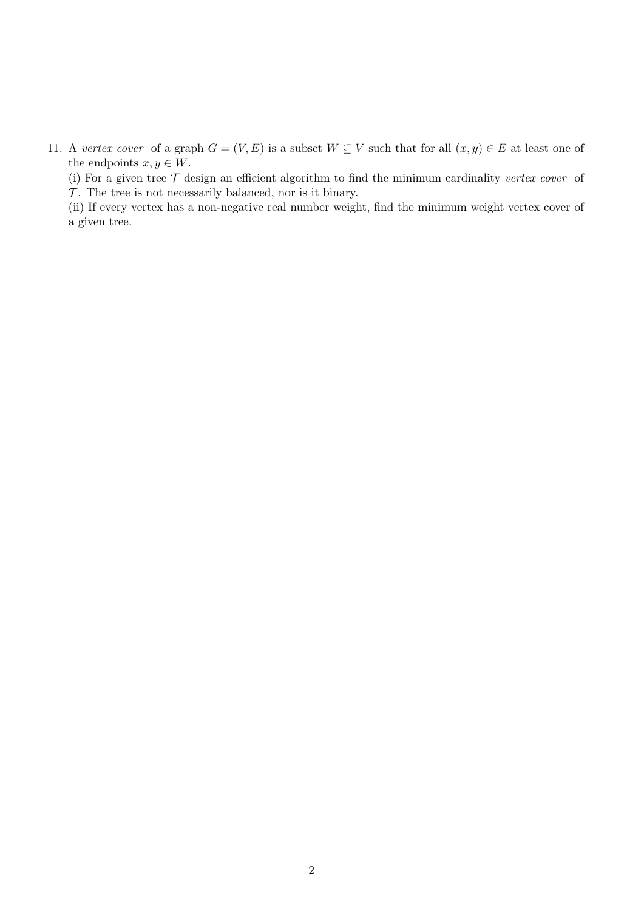11. A *vertex cover* of a graph $G = (V, E)$ is a subset $W \subseteq V$ such that for all $(x, y) \in E$ at least one of the endpoints $x, y \in W$.

    (i) For a given tree $\mathcal{T}$ design an efficient algorithm to find the minimum cardinality *vertex cover* of $\mathcal{T}$. The tree is not necessarily balanced, nor is it binary.

    (ii) If every vertex has a non-negative real number weight, find the minimum weight vertex cover of a given tree.